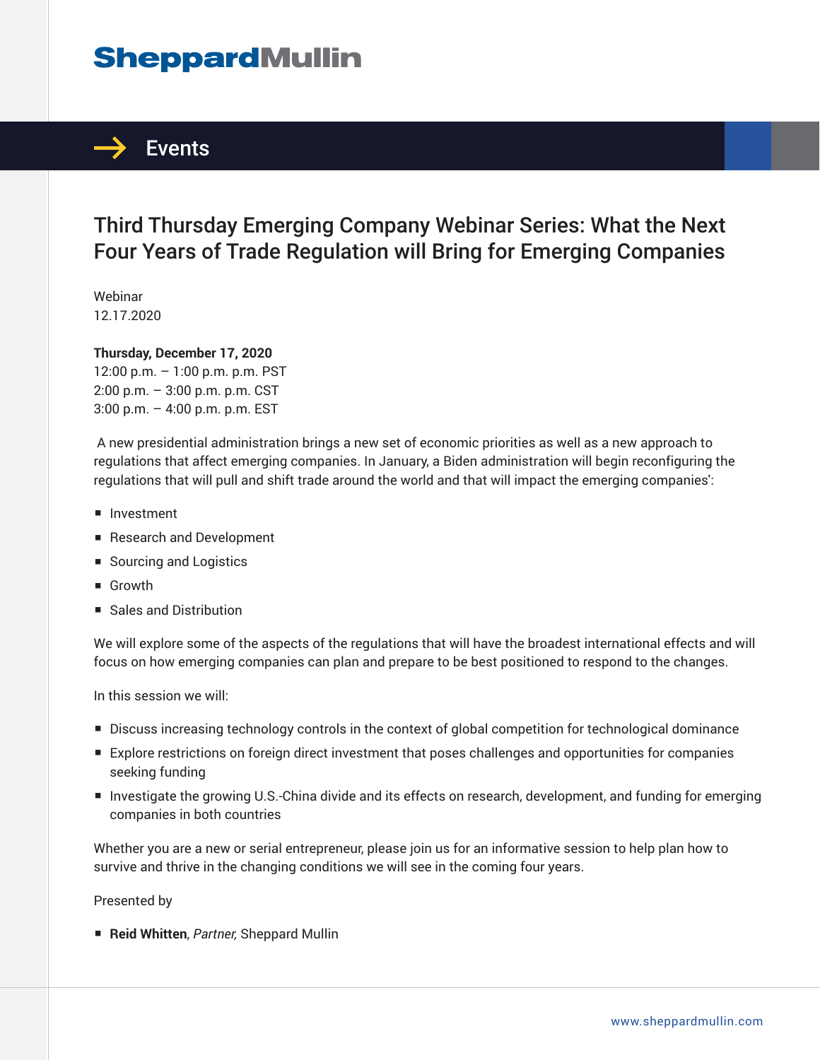# SheppardMullin

## Events

# Third Thursday Emerging Company Webinar Series: What the Next Four Years of Trade Regulation will Bring for Emerging Companies

Webinar
12.17.2020

**Thursday, December 17, 2020**
12:00 p.m. – 1:00 p.m. p.m. PST
2:00 p.m. – 3:00 p.m. p.m. CST
3:00 p.m. – 4:00 p.m. p.m. EST

A new presidential administration brings a new set of economic priorities as well as a new approach to regulations that affect emerging companies. In January, a Biden administration will begin reconfiguring the regulations that will pull and shift trade around the world and that will impact the emerging companies':

- Investment
- Research and Development
- Sourcing and Logistics
- Growth
- Sales and Distribution

We will explore some of the aspects of the regulations that will have the broadest international effects and will focus on how emerging companies can plan and prepare to be best positioned to respond to the changes.

In this session we will:

- Discuss increasing technology controls in the context of global competition for technological dominance
- Explore restrictions on foreign direct investment that poses challenges and opportunities for companies seeking funding
- Investigate the growing U.S.-China divide and its effects on research, development, and funding for emerging companies in both countries

Whether you are a new or serial entrepreneur, please join us for an informative session to help plan how to survive and thrive in the changing conditions we will see in the coming four years.

Presented by

- **Reid Whitten**, *Partner,* Sheppard Mullin

www.sheppardmullin.com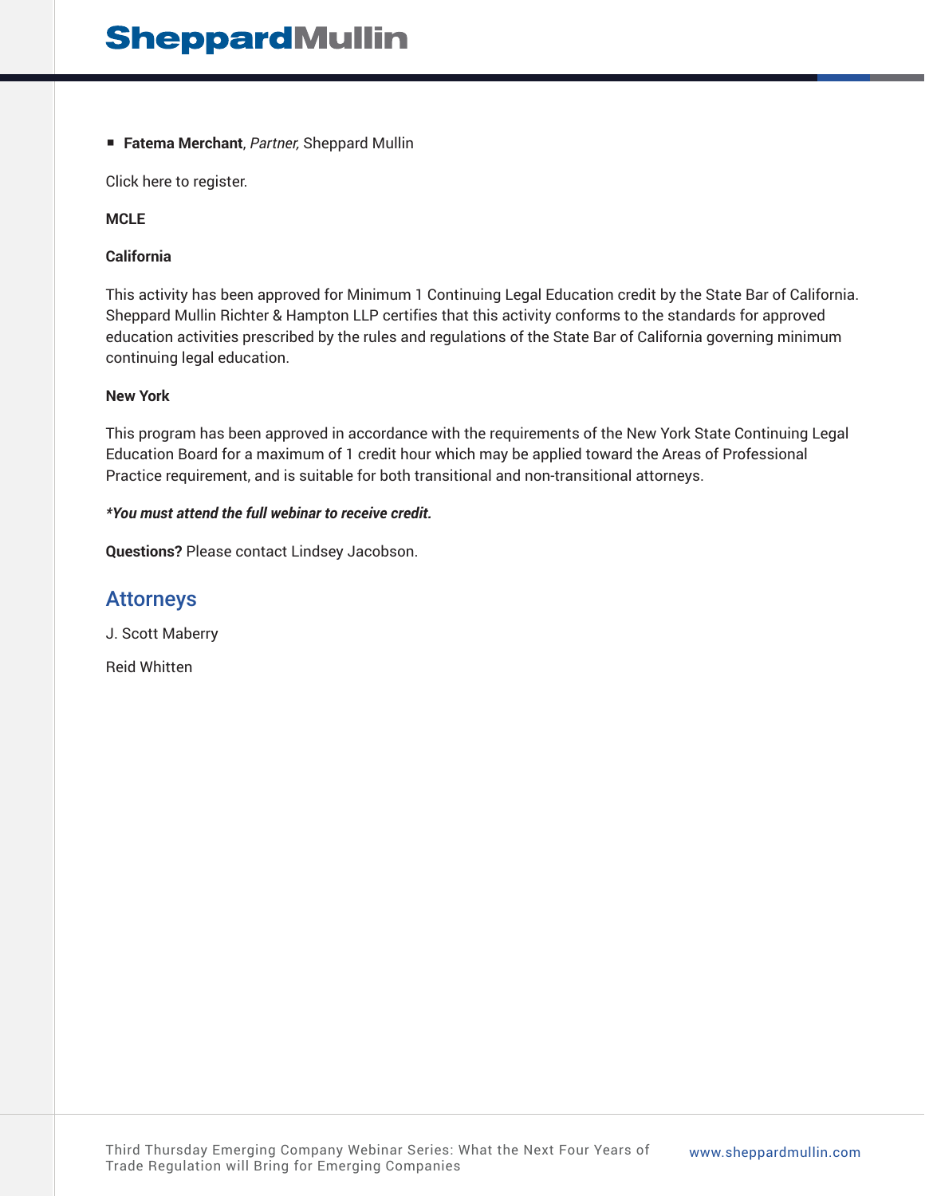- **Fatema Merchant**, *Partner,* Sheppard Mullin

Click here to register.

**MCLE**

**California**

This activity has been approved for Minimum 1 Continuing Legal Education credit by the State Bar of California. Sheppard Mullin Richter & Hampton LLP certifies that this activity conforms to the standards for approved education activities prescribed by the rules and regulations of the State Bar of California governing minimum continuing legal education.

**New York**

This program has been approved in accordance with the requirements of the New York State Continuing Legal Education Board for a maximum of 1 credit hour which may be applied toward the Areas of Professional Practice requirement, and is suitable for both transitional and non-transitional attorneys.

***You must attend the full webinar to receive credit.***

**Questions?** Please contact Lindsey Jacobson.

## Attorneys

J. Scott Maberry

Reid Whitten